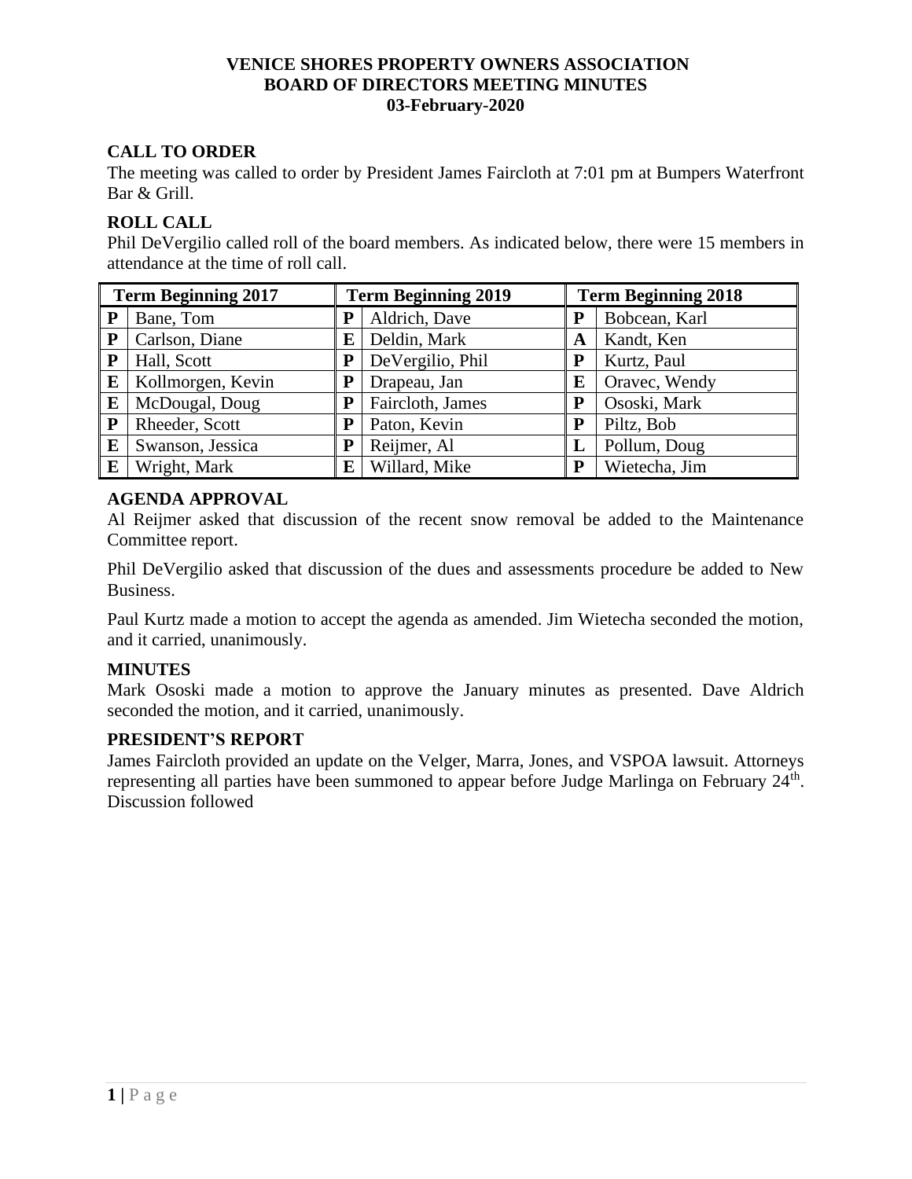**VENICE SHORES PROPERTY OWNERS ASSOCIATION**
**BOARD OF DIRECTORS MEETING MINUTES**
**03-February-2020**

## CALL TO ORDER

The meeting was called to order by President James Faircloth at 7:01 pm at Bumpers Waterfront Bar & Grill.

## ROLL CALL

Phil DeVergilio called roll of the board members. As indicated below, there were 15 members in attendance at the time of roll call.

| Term Beginning 2017 | | Term Beginning 2019 | | Term Beginning 2018 | |
|---|---|---|---|---|---|
| **P** | Bane, Tom | **P** | Aldrich, Dave | **P** | Bobcean, Karl |
| **P** | Carlson, Diane | **E** | Deldin, Mark | **A** | Kandt, Ken |
| **P** | Hall, Scott | **P** | DeVergilio, Phil | **P** | Kurtz, Paul |
| **E** | Kollmorgen, Kevin | **P** | Drapeau, Jan | **E** | Oravec, Wendy |
| **E** | McDougal, Doug | **P** | Faircloth, James | **P** | Ososki, Mark |
| **P** | Rheeder, Scott | **P** | Paton, Kevin | **P** | Piltz, Bob |
| **E** | Swanson, Jessica | **P** | Reijmer, Al | **L** | Pollum, Doug |
| **E** | Wright, Mark | **E** | Willard, Mike | **P** | Wietecha, Jim |

## AGENDA APPROVAL

Al Reijmer asked that discussion of the recent snow removal be added to the Maintenance Committee report.

Phil DeVergilio asked that discussion of the dues and assessments procedure be added to New Business.

Paul Kurtz made a motion to accept the agenda as amended. Jim Wietecha seconded the motion, and it carried, unanimously.

## MINUTES

Mark Ososki made a motion to approve the January minutes as presented. Dave Aldrich seconded the motion, and it carried, unanimously.

## PRESIDENT'S REPORT

James Faircloth provided an update on the Velger, Marra, Jones, and VSPOA lawsuit. Attorneys representing all parties have been summoned to appear before Judge Marlinga on February 24th. Discussion followed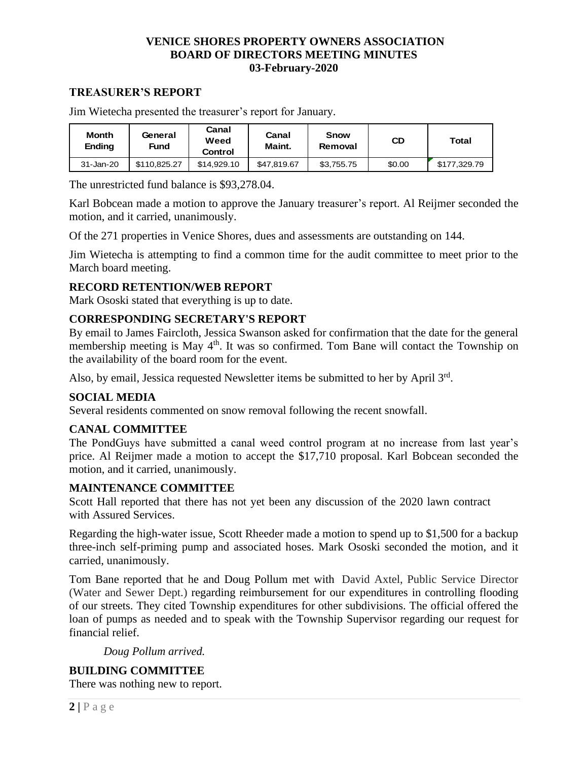**VENICE SHORES PROPERTY OWNERS ASSOCIATION**
**BOARD OF DIRECTORS MEETING MINUTES**
**03-February-2020**

## TREASURER'S REPORT

Jim Wietecha presented the treasurer's report for January.

| Month Ending | General Fund | Canal Weed Control | Canal Maint. | Snow Removal | CD | Total |
|---|---|---|---|---|---|---|
| 31-Jan-20 | $110,825.27 | $14,929.10 | $47,819.67 | $3,755.75 | $0.00 | $177,329.79 |

The unrestricted fund balance is $93,278.04.

Karl Bobcean made a motion to approve the January treasurer's report. Al Reijmer seconded the motion, and it carried, unanimously.

Of the 271 properties in Venice Shores, dues and assessments are outstanding on 144.

Jim Wietecha is attempting to find a common time for the audit committee to meet prior to the March board meeting.

## RECORD RETENTION/WEB REPORT

Mark Ososki stated that everything is up to date.

## CORRESPONDING SECRETARY'S REPORT

By email to James Faircloth, Jessica Swanson asked for confirmation that the date for the general membership meeting is May 4th. It was so confirmed. Tom Bane will contact the Township on the availability of the board room for the event.

Also, by email, Jessica requested Newsletter items be submitted to her by April 3rd.

## SOCIAL MEDIA

Several residents commented on snow removal following the recent snowfall.

## CANAL COMMITTEE

The PondGuys have submitted a canal weed control program at no increase from last year's price. Al Reijmer made a motion to accept the $17,710 proposal. Karl Bobcean seconded the motion, and it carried, unanimously.

## MAINTENANCE COMMITTEE

Scott Hall reported that there has not yet been any discussion of the 2020 lawn contract with Assured Services.

Regarding the high-water issue, Scott Rheeder made a motion to spend up to $1,500 for a backup three-inch self-priming pump and associated hoses. Mark Ososki seconded the motion, and it carried, unanimously.

Tom Bane reported that he and Doug Pollum met with David Axtel, Public Service Director (Water and Sewer Dept.) regarding reimbursement for our expenditures in controlling flooding of our streets. They cited Township expenditures for other subdivisions. The official offered the loan of pumps as needed and to speak with the Township Supervisor regarding our request for financial relief.

*Doug Pollum arrived.*

## BUILDING COMMITTEE

There was nothing new to report.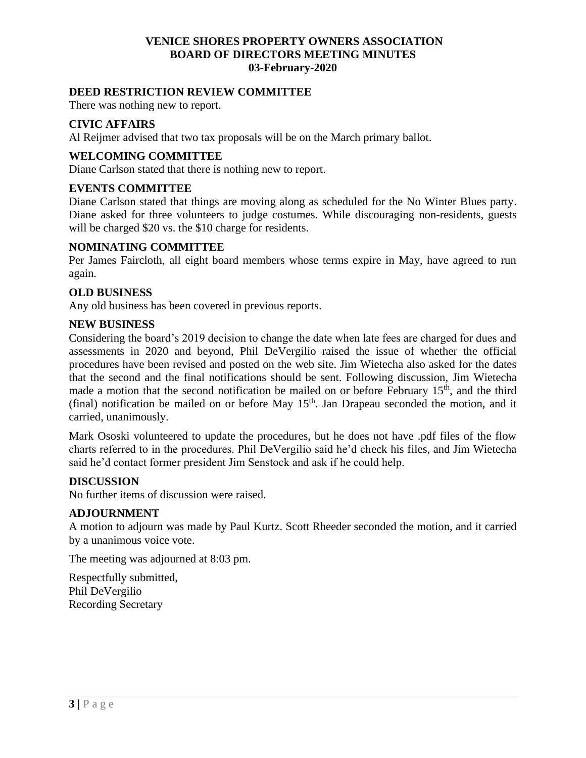**VENICE SHORES PROPERTY OWNERS ASSOCIATION**
**BOARD OF DIRECTORS MEETING MINUTES**
**03-February-2020**

### DEED RESTRICTION REVIEW COMMITTEE

There was nothing new to report.

### CIVIC AFFAIRS

Al Reijmer advised that two tax proposals will be on the March primary ballot.

### WELCOMING COMMITTEE

Diane Carlson stated that there is nothing new to report.

### EVENTS COMMITTEE

Diane Carlson stated that things are moving along as scheduled for the No Winter Blues party. Diane asked for three volunteers to judge costumes. While discouraging non-residents, guests will be charged $20 vs. the $10 charge for residents.

### NOMINATING COMMITTEE

Per James Faircloth, all eight board members whose terms expire in May, have agreed to run again.

### OLD BUSINESS

Any old business has been covered in previous reports.

### NEW BUSINESS

Considering the board's 2019 decision to change the date when late fees are charged for dues and assessments in 2020 and beyond, Phil DeVergilio raised the issue of whether the official procedures have been revised and posted on the web site. Jim Wietecha also asked for the dates that the second and the final notifications should be sent. Following discussion, Jim Wietecha made a motion that the second notification be mailed on or before February 15th, and the third (final) notification be mailed on or before May 15th. Jan Drapeau seconded the motion, and it carried, unanimously.

Mark Ososki volunteered to update the procedures, but he does not have .pdf files of the flow charts referred to in the procedures. Phil DeVergilio said he'd check his files, and Jim Wietecha said he'd contact former president Jim Senstock and ask if he could help.

### DISCUSSION

No further items of discussion were raised.

### ADJOURNMENT

A motion to adjourn was made by Paul Kurtz. Scott Rheeder seconded the motion, and it carried by a unanimous voice vote.

The meeting was adjourned at 8:03 pm.

Respectfully submitted,
Phil DeVergilio
Recording Secretary